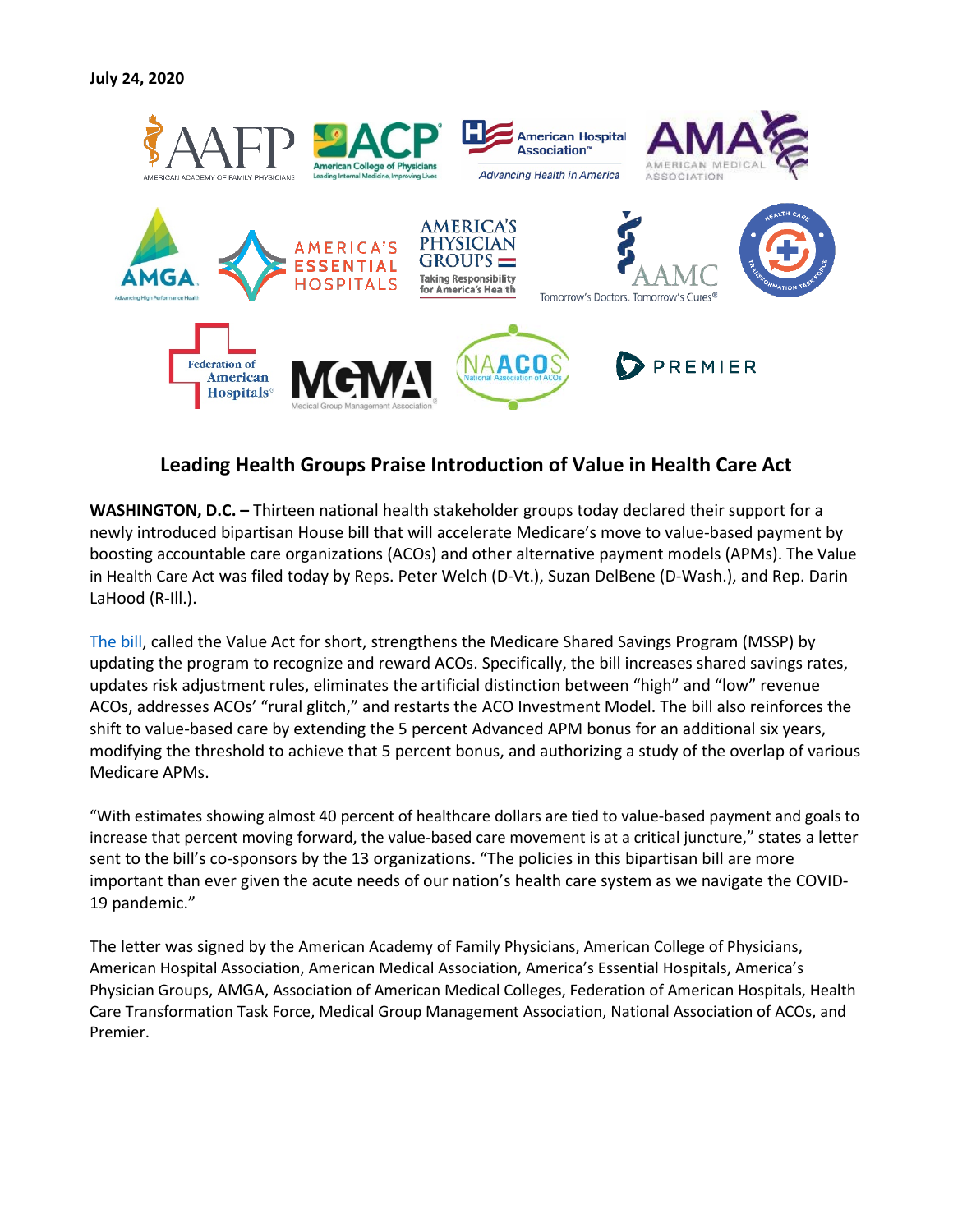**July 24, 2020**

## Leading Health Groups Praise Introduction of Value in Health Care Act

**WASHINGTON, D.C. –** Thirteen national health stakeholder groups today declared their support for a newly introduced bipartisan House bill that will accelerate Medicare's move to value-based payment by boosting accountable care organizations (ACOs) and other alternative payment models (APMs). The Value in Health Care Act was filed today by Reps. Peter Welch (D-Vt.), Suzan DelBene (D-Wash.), and Rep. Darin LaHood (R-Ill.).

The bill, called the Value Act for short, strengthens the Medicare Shared Savings Program (MSSP) by updating the program to recognize and reward ACOs. Specifically, the bill increases shared savings rates, updates risk adjustment rules, eliminates the artificial distinction between "high" and "low" revenue ACOs, addresses ACOs' "rural glitch," and restarts the ACO Investment Model. The bill also reinforces the shift to value-based care by extending the 5 percent Advanced APM bonus for an additional six years, modifying the threshold to achieve that 5 percent bonus, and authorizing a study of the overlap of various Medicare APMs.

"With estimates showing almost 40 percent of healthcare dollars are tied to value-based payment and goals to increase that percent moving forward, the value-based care movement is at a critical juncture," states a letter sent to the bill's co-sponsors by the 13 organizations. "The policies in this bipartisan bill are more important than ever given the acute needs of our nation's health care system as we navigate the COVID-19 pandemic."

The letter was signed by the American Academy of Family Physicians, American College of Physicians, American Hospital Association, American Medical Association, America's Essential Hospitals, America's Physician Groups, AMGA, Association of American Medical Colleges, Federation of American Hospitals, Health Care Transformation Task Force, Medical Group Management Association, National Association of ACOs, and Premier.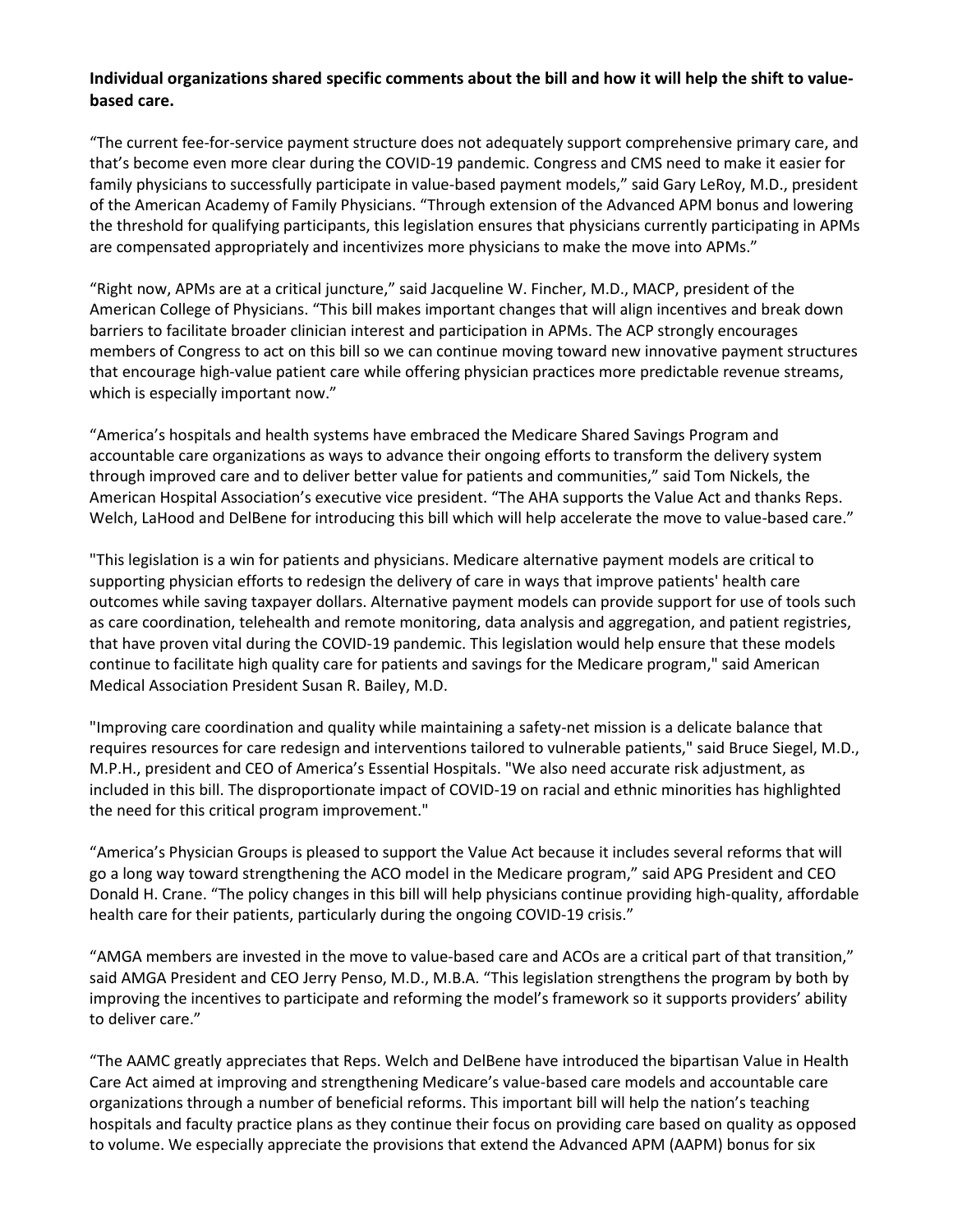**Individual organizations shared specific comments about the bill and how it will help the shift to value-based care.**

“The current fee-for-service payment structure does not adequately support comprehensive primary care, and that’s become even more clear during the COVID-19 pandemic. Congress and CMS need to make it easier for family physicians to successfully participate in value-based payment models,” said Gary LeRoy, M.D., president of the American Academy of Family Physicians. “Through extension of the Advanced APM bonus and lowering the threshold for qualifying participants, this legislation ensures that physicians currently participating in APMs are compensated appropriately and incentivizes more physicians to make the move into APMs.”

“Right now, APMs are at a critical juncture,” said Jacqueline W. Fincher, M.D., MACP, president of the American College of Physicians. “This bill makes important changes that will align incentives and break down barriers to facilitate broader clinician interest and participation in APMs. The ACP strongly encourages members of Congress to act on this bill so we can continue moving toward new innovative payment structures that encourage high-value patient care while offering physician practices more predictable revenue streams, which is especially important now.”

“America’s hospitals and health systems have embraced the Medicare Shared Savings Program and accountable care organizations as ways to advance their ongoing efforts to transform the delivery system through improved care and to deliver better value for patients and communities,” said Tom Nickels, the American Hospital Association’s executive vice president. “The AHA supports the Value Act and thanks Reps. Welch, LaHood and DelBene for introducing this bill which will help accelerate the move to value-based care.”

"This legislation is a win for patients and physicians. Medicare alternative payment models are critical to supporting physician efforts to redesign the delivery of care in ways that improve patients' health care outcomes while saving taxpayer dollars. Alternative payment models can provide support for use of tools such as care coordination, telehealth and remote monitoring, data analysis and aggregation, and patient registries, that have proven vital during the COVID-19 pandemic. This legislation would help ensure that these models continue to facilitate high quality care for patients and savings for the Medicare program," said American Medical Association President Susan R. Bailey, M.D.

"Improving care coordination and quality while maintaining a safety-net mission is a delicate balance that requires resources for care redesign and interventions tailored to vulnerable patients," said Bruce Siegel, M.D., M.P.H., president and CEO of America’s Essential Hospitals. "We also need accurate risk adjustment, as included in this bill. The disproportionate impact of COVID-19 on racial and ethnic minorities has highlighted the need for this critical program improvement."

“America’s Physician Groups is pleased to support the Value Act because it includes several reforms that will go a long way toward strengthening the ACO model in the Medicare program,” said APG President and CEO Donald H. Crane. “The policy changes in this bill will help physicians continue providing high-quality, affordable health care for their patients, particularly during the ongoing COVID-19 crisis.”

“AMGA members are invested in the move to value-based care and ACOs are a critical part of that transition,” said AMGA President and CEO Jerry Penso, M.D., M.B.A. “This legislation strengthens the program by both by improving the incentives to participate and reforming the model’s framework so it supports providers’ ability to deliver care.”

“The AAMC greatly appreciates that Reps. Welch and DelBene have introduced the bipartisan Value in Health Care Act aimed at improving and strengthening Medicare’s value-based care models and accountable care organizations through a number of beneficial reforms. This important bill will help the nation’s teaching hospitals and faculty practice plans as they continue their focus on providing care based on quality as opposed to volume. We especially appreciate the provisions that extend the Advanced APM (AAPM) bonus for six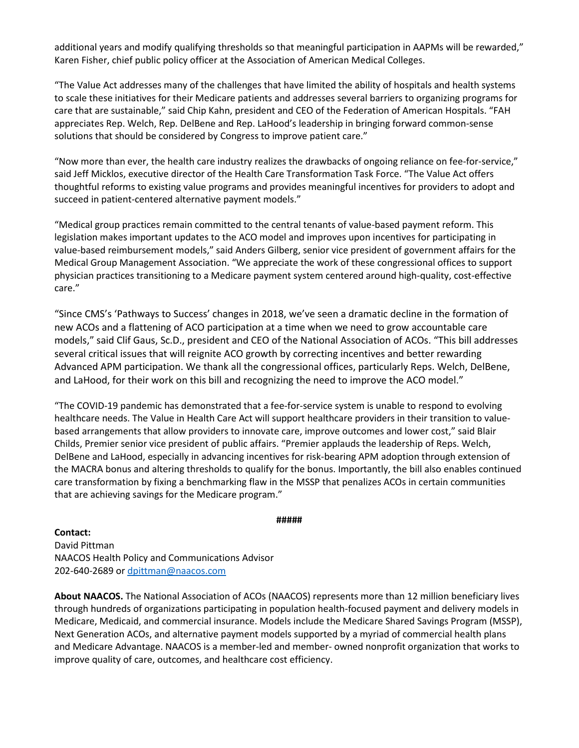additional years and modify qualifying thresholds so that meaningful participation in AAPMs will be rewarded," Karen Fisher, chief public policy officer at the Association of American Medical Colleges.

"The Value Act addresses many of the challenges that have limited the ability of hospitals and health systems to scale these initiatives for their Medicare patients and addresses several barriers to organizing programs for care that are sustainable," said Chip Kahn, president and CEO of the Federation of American Hospitals. "FAH appreciates Rep. Welch, Rep. DelBene and Rep. LaHood's leadership in bringing forward common-sense solutions that should be considered by Congress to improve patient care."

"Now more than ever, the health care industry realizes the drawbacks of ongoing reliance on fee-for-service," said Jeff Micklos, executive director of the Health Care Transformation Task Force. "The Value Act offers thoughtful reforms to existing value programs and provides meaningful incentives for providers to adopt and succeed in patient-centered alternative payment models."

"Medical group practices remain committed to the central tenants of value-based payment reform. This legislation makes important updates to the ACO model and improves upon incentives for participating in value-based reimbursement models," said Anders Gilberg, senior vice president of government affairs for the Medical Group Management Association. "We appreciate the work of these congressional offices to support physician practices transitioning to a Medicare payment system centered around high-quality, cost-effective care."

"Since CMS's 'Pathways to Success' changes in 2018, we've seen a dramatic decline in the formation of new ACOs and a flattening of ACO participation at a time when we need to grow accountable care models," said Clif Gaus, Sc.D., president and CEO of the National Association of ACOs. "This bill addresses several critical issues that will reignite ACO growth by correcting incentives and better rewarding Advanced APM participation. We thank all the congressional offices, particularly Reps. Welch, DelBene, and LaHood, for their work on this bill and recognizing the need to improve the ACO model."

"The COVID-19 pandemic has demonstrated that a fee-for-service system is unable to respond to evolving healthcare needs. The Value in Health Care Act will support healthcare providers in their transition to value-based arrangements that allow providers to innovate care, improve outcomes and lower cost," said Blair Childs, Premier senior vice president of public affairs. "Premier applauds the leadership of Reps. Welch, DelBene and LaHood, especially in advancing incentives for risk-bearing APM adoption through extension of the MACRA bonus and altering thresholds to qualify for the bonus. Importantly, the bill also enables continued care transformation by fixing a benchmarking flaw in the MSSP that penalizes ACOs in certain communities that are achieving savings for the Medicare program."

**#####**

**Contact:**
David Pittman
NAACOS Health Policy and Communications Advisor
202-640-2689 or dpittman@naacos.com

**About NAACOS.** The National Association of ACOs (NAACOS) represents more than 12 million beneficiary lives through hundreds of organizations participating in population health-focused payment and delivery models in Medicare, Medicaid, and commercial insurance. Models include the Medicare Shared Savings Program (MSSP), Next Generation ACOs, and alternative payment models supported by a myriad of commercial health plans and Medicare Advantage. NAACOS is a member-led and member- owned nonprofit organization that works to improve quality of care, outcomes, and healthcare cost efficiency.